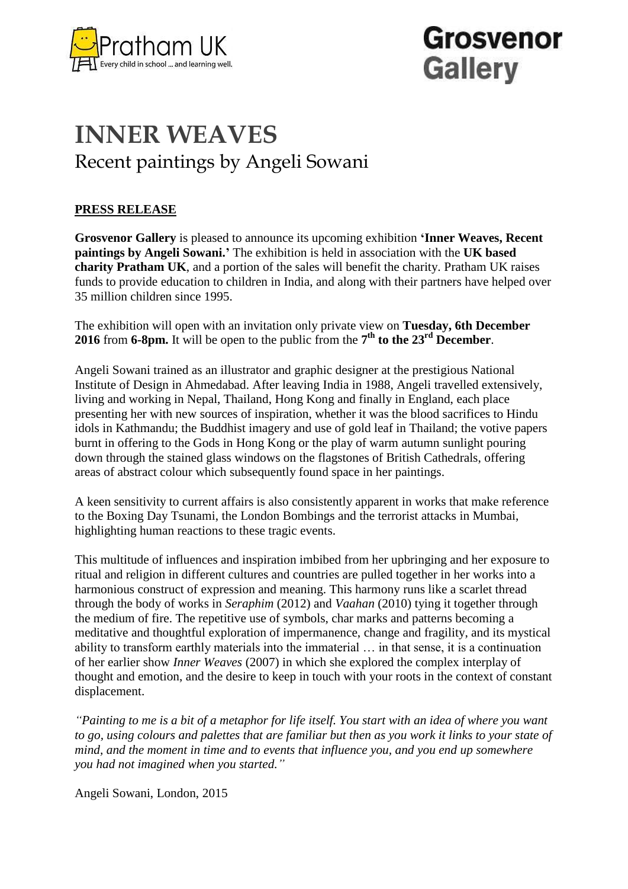Pratham UK
Every child in school ... and learning well.

Grosvenor Gallery

# INNER WEAVES

## Recent paintings by Angeli Sowani

**PRESS RELEASE**

**Grosvenor Gallery** is pleased to announce its upcoming exhibition **'Inner Weaves, Recent paintings by Angeli Sowani.'** The exhibition is held in association with the **UK based charity Pratham UK**, and a portion of the sales will benefit the charity. Pratham UK raises funds to provide education to children in India, and along with their partners have helped over 35 million children since 1995.

The exhibition will open with an invitation only private view on **Tuesday, 6th December 2016** from **6-8pm.** It will be open to the public from the **7th to the 23rd December**.

Angeli Sowani trained as an illustrator and graphic designer at the prestigious National Institute of Design in Ahmedabad. After leaving India in 1988, Angeli travelled extensively, living and working in Nepal, Thailand, Hong Kong and finally in England, each place presenting her with new sources of inspiration, whether it was the blood sacrifices to Hindu idols in Kathmandu; the Buddhist imagery and use of gold leaf in Thailand; the votive papers burnt in offering to the Gods in Hong Kong or the play of warm autumn sunlight pouring down through the stained glass windows on the flagstones of British Cathedrals, offering areas of abstract colour which subsequently found space in her paintings.

A keen sensitivity to current affairs is also consistently apparent in works that make reference to the Boxing Day Tsunami, the London Bombings and the terrorist attacks in Mumbai, highlighting human reactions to these tragic events.

This multitude of influences and inspiration imbibed from her upbringing and her exposure to ritual and religion in different cultures and countries are pulled together in her works into a harmonious construct of expression and meaning. This harmony runs like a scarlet thread through the body of works in *Seraphim* (2012) and *Vaahan* (2010) tying it together through the medium of fire. The repetitive use of symbols, char marks and patterns becoming a meditative and thoughtful exploration of impermanence, change and fragility, and its mystical ability to transform earthly materials into the immaterial … in that sense, it is a continuation of her earlier show *Inner Weaves* (2007) in which she explored the complex interplay of thought and emotion, and the desire to keep in touch with your roots in the context of constant displacement.

*"Painting to me is a bit of a metaphor for life itself. You start with an idea of where you want to go, using colours and palettes that are familiar but then as you work it links to your state of mind, and the moment in time and to events that influence you, and you end up somewhere you had not imagined when you started."*

Angeli Sowani, London, 2015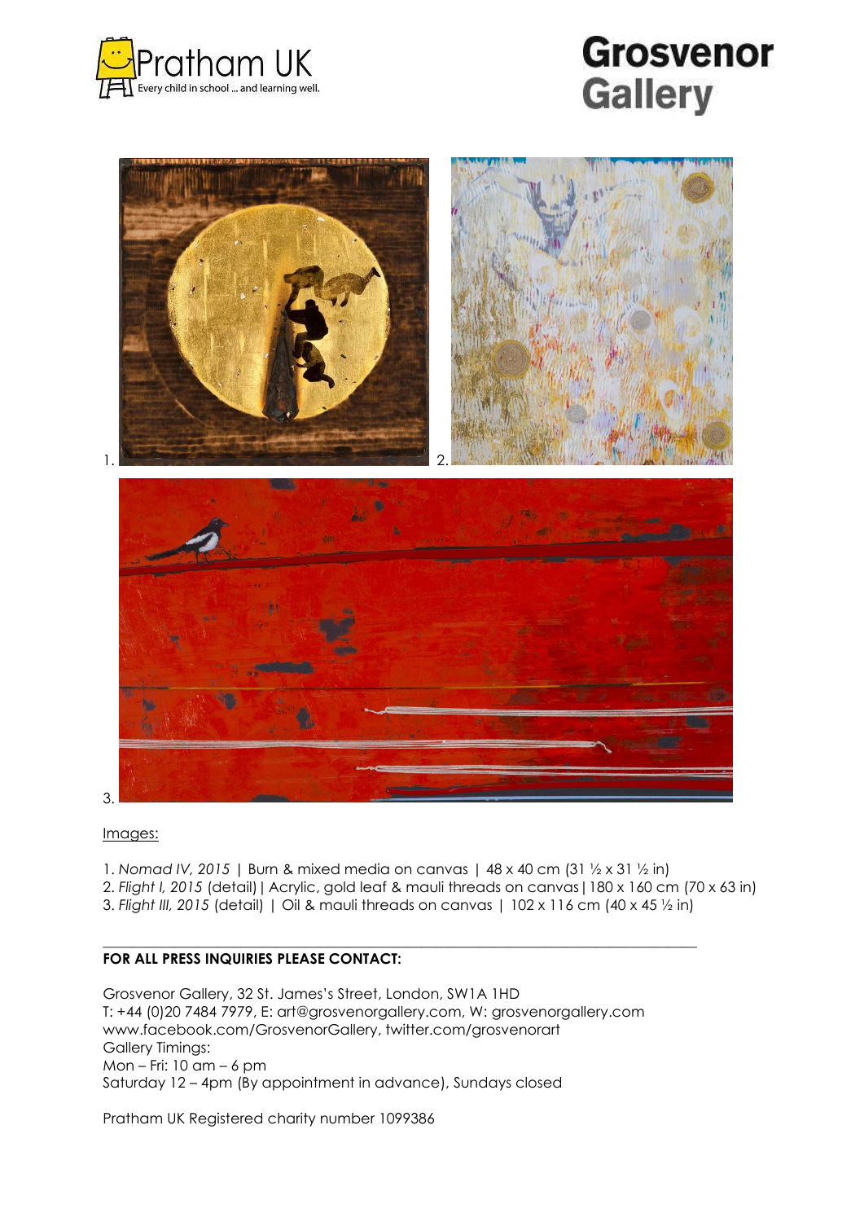Pratham UK
Every child in school ... and learning well.

Grosvenor Gallery

1.

2.

3.

Images:

1. *Nomad IV, 2015* | Burn & mixed media on canvas | 48 x 40 cm (31 ½ x 31 ½ in)
2. *Flight I, 2015* (detail) | Acrylic, gold leaf & mauli threads on canvas | 180 x 160 cm (70 x 63 in)
3. *Flight III, 2015* (detail) | Oil & mauli threads on canvas | 102 x 116 cm (40 x 45 ½ in)

---

**FOR ALL PRESS INQUIRIES PLEASE CONTACT:**

Grosvenor Gallery, 32 St. James's Street, London, SW1A 1HD
T: +44 (0)20 7484 7979, E: art@grosvenorgallery.com, W: grosvenorgallery.com
www.facebook.com/GrosvenorGallery, twitter.com/grosvenorart
Gallery Timings:
Mon – Fri: 10 am – 6 pm
Saturday 12 – 4pm (By appointment in advance), Sundays closed

Pratham UK Registered charity number 1099386